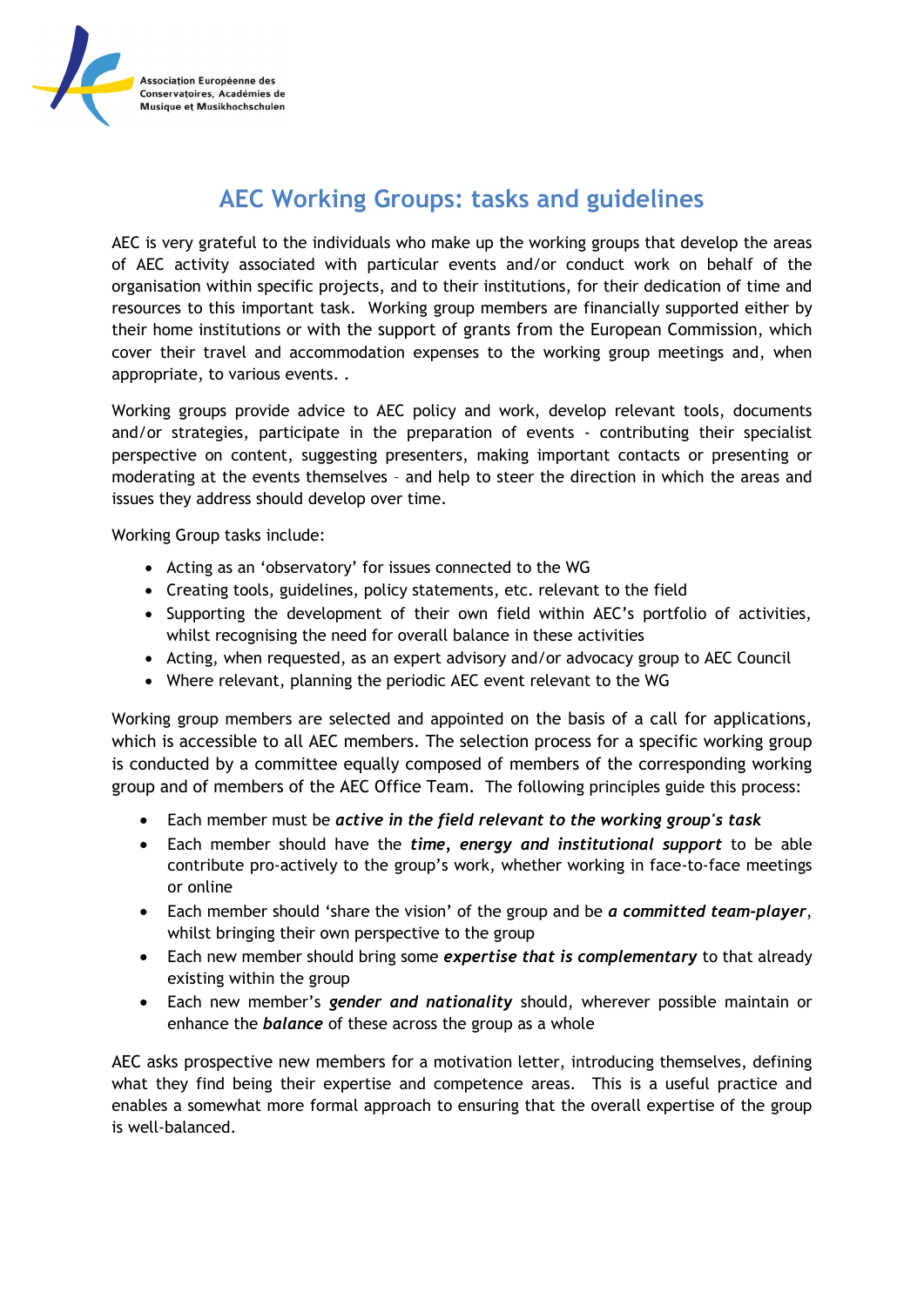Association Européenne des Conservatoires, Académies de Musique et Musikhochschulen

# AEC Working Groups: tasks and guidelines

AEC is very grateful to the individuals who make up the working groups that develop the areas of AEC activity associated with particular events and/or conduct work on behalf of the organisation within specific projects, and to their institutions, for their dedication of time and resources to this important task. Working group members are financially supported either by their home institutions or with the support of grants from the European Commission, which cover their travel and accommodation expenses to the working group meetings and, when appropriate, to various events. .

Working groups provide advice to AEC policy and work, develop relevant tools, documents and/or strategies, participate in the preparation of events - contributing their specialist perspective on content, suggesting presenters, making important contacts or presenting or moderating at the events themselves – and help to steer the direction in which the areas and issues they address should develop over time.

Working Group tasks include:

- Acting as an 'observatory' for issues connected to the WG
- Creating tools, guidelines, policy statements, etc. relevant to the field
- Supporting the development of their own field within AEC's portfolio of activities, whilst recognising the need for overall balance in these activities
- Acting, when requested, as an expert advisory and/or advocacy group to AEC Council
- Where relevant, planning the periodic AEC event relevant to the WG

Working group members are selected and appointed on the basis of a call for applications, which is accessible to all AEC members. The selection process for a specific working group is conducted by a committee equally composed of members of the corresponding working group and of members of the AEC Office Team. The following principles guide this process:

- Each member must be ***active in the field relevant to the working group's task***
- Each member should have the ***time, energy and institutional support*** to be able contribute pro-actively to the group's work, whether working in face-to-face meetings or online
- Each member should 'share the vision' of the group and be ***a committed team-player***, whilst bringing their own perspective to the group
- Each new member should bring some ***expertise that is complementary*** to that already existing within the group
- Each new member's ***gender and nationality*** should, wherever possible maintain or enhance the ***balance*** of these across the group as a whole

AEC asks prospective new members for a motivation letter, introducing themselves, defining what they find being their expertise and competence areas. This is a useful practice and enables a somewhat more formal approach to ensuring that the overall expertise of the group is well-balanced.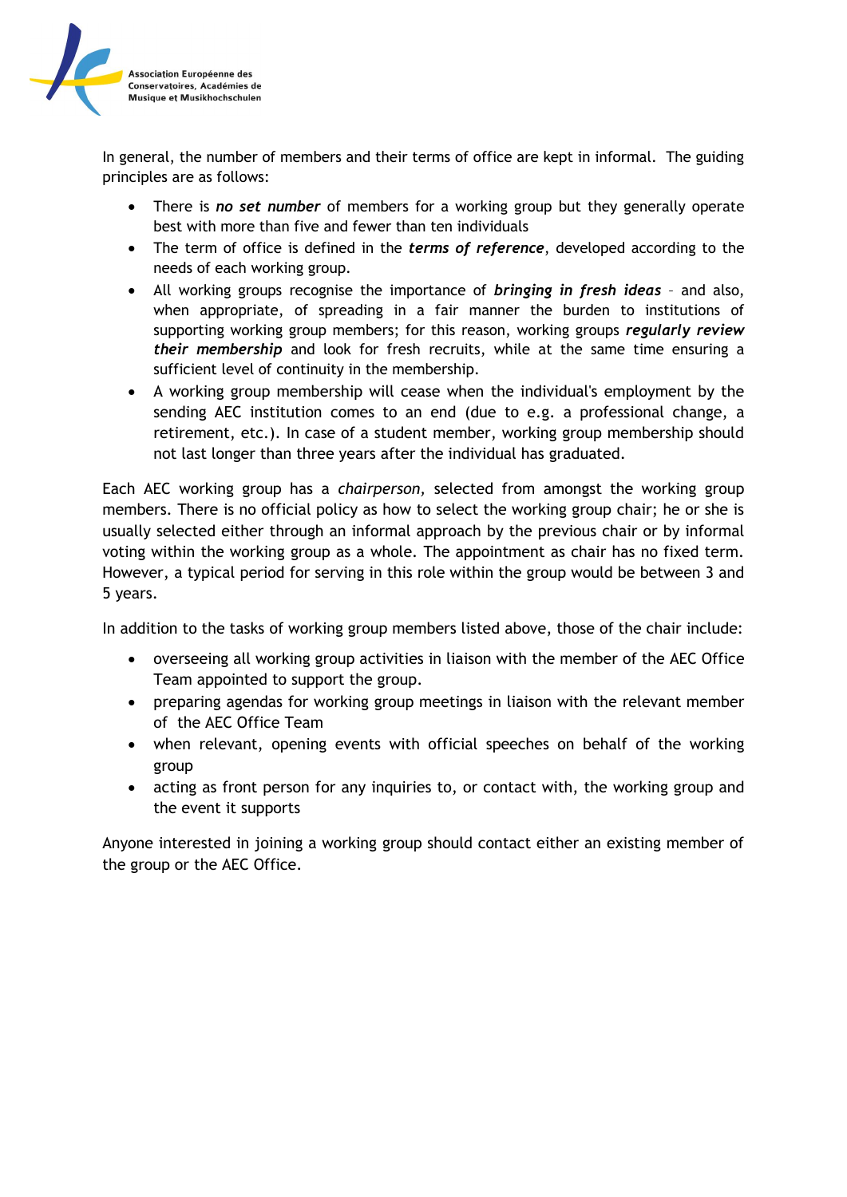In general, the number of members and their terms of office are kept in informal. The guiding principles are as follows:

- There is ***no set number*** of members for a working group but they generally operate best with more than five and fewer than ten individuals
- The term of office is defined in the ***terms of reference***, developed according to the needs of each working group.
- All working groups recognise the importance of ***bringing in fresh ideas*** – and also, when appropriate, of spreading in a fair manner the burden to institutions of supporting working group members; for this reason, working groups ***regularly review their membership*** and look for fresh recruits, while at the same time ensuring a sufficient level of continuity in the membership.
- A working group membership will cease when the individual's employment by the sending AEC institution comes to an end (due to e.g. a professional change, a retirement, etc.). In case of a student member, working group membership should not last longer than three years after the individual has graduated.

Each AEC working group has a *chairperson,* selected from amongst the working group members. There is no official policy as how to select the working group chair; he or she is usually selected either through an informal approach by the previous chair or by informal voting within the working group as a whole. The appointment as chair has no fixed term. However, a typical period for serving in this role within the group would be between 3 and 5 years.

In addition to the tasks of working group members listed above, those of the chair include:

- overseeing all working group activities in liaison with the member of the AEC Office Team appointed to support the group.
- preparing agendas for working group meetings in liaison with the relevant member of the AEC Office Team
- when relevant, opening events with official speeches on behalf of the working group
- acting as front person for any inquiries to, or contact with, the working group and the event it supports

Anyone interested in joining a working group should contact either an existing member of the group or the AEC Office.